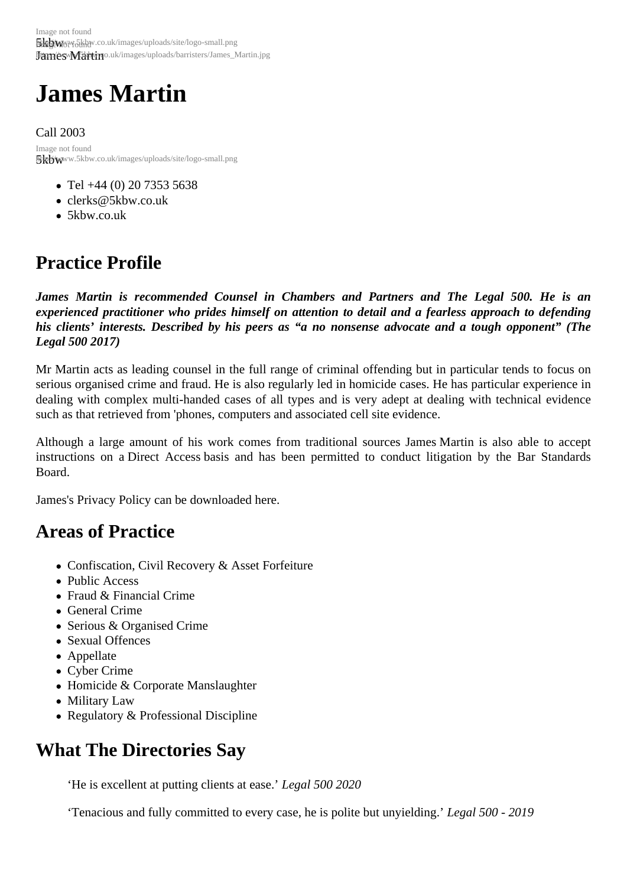# James Martin

Call 2003

- Tel +44 (0) 20 7353 5638
- clerks@5kbw.co.uk
- 5kbw.co.uk

## Practice Profile

***James Martin is recommended Counsel in Chambers and Partners and The Legal 500. He is an experienced practitioner who prides himself on attention to detail and a fearless approach to defending his clients' interests. Described by his peers as "a no nonsense advocate and a tough opponent" (The Legal 500 2017)***

Mr Martin acts as leading counsel in the full range of criminal offending but in particular tends to focus on serious organised crime and fraud. He is also regularly led in homicide cases. He has particular experience in dealing with complex multi-handed cases of all types and is very adept at dealing with technical evidence such as that retrieved from 'phones, computers and associated cell site evidence.

Although a large amount of his work comes from traditional sources James Martin is also able to accept instructions on a Direct Access basis and has been permitted to conduct litigation by the Bar Standards Board.

James's Privacy Policy can be downloaded here.

## Areas of Practice

- Confiscation, Civil Recovery & Asset Forfeiture
- Public Access
- Fraud & Financial Crime
- General Crime
- Serious & Organised Crime
- Sexual Offences
- Appellate
- Cyber Crime
- Homicide & Corporate Manslaughter
- Military Law
- Regulatory & Professional Discipline

## What The Directories Say

'He is excellent at putting clients at ease.' *Legal 500 2020*

'Tenacious and fully committed to every case, he is polite but unyielding.' *Legal 500 - 2019*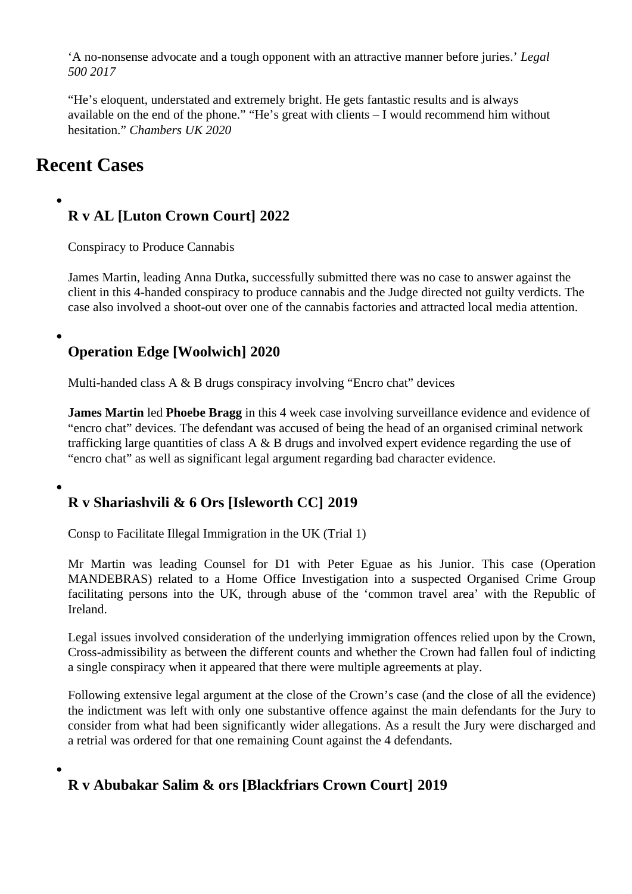‘A no-nonsense advocate and a tough opponent with an attractive manner before juries.’ *Legal 500 2017*

“He’s eloquent, understated and extremely bright. He gets fantastic results and is always available on the end of the phone.” “He’s great with clients – I would recommend him without hesitation.” *Chambers UK 2020*

## Recent Cases

- ### R v AL [Luton Crown Court] 2022

  Conspiracy to Produce Cannabis

  James Martin, leading Anna Dutka, successfully submitted there was no case to answer against the client in this 4-handed conspiracy to produce cannabis and the Judge directed not guilty verdicts. The case also involved a shoot-out over one of the cannabis factories and attracted local media attention.

- ### Operation Edge [Woolwich] 2020

  Multi-handed class A & B drugs conspiracy involving “Encro chat” devices

  **James Martin** led **Phoebe Bragg** in this 4 week case involving surveillance evidence and evidence of “encro chat” devices. The defendant was accused of being the head of an organised criminal network trafficking large quantities of class A & B drugs and involved expert evidence regarding the use of “encro chat” as well as significant legal argument regarding bad character evidence.

- ### R v Shariashvili & 6 Ors [Isleworth CC] 2019

  Consp to Facilitate Illegal Immigration in the UK (Trial 1)

  Mr Martin was leading Counsel for D1 with Peter Eguae as his Junior. This case (Operation MANDEBRAS) related to a Home Office Investigation into a suspected Organised Crime Group facilitating persons into the UK, through abuse of the ‘common travel area’ with the Republic of Ireland.

  Legal issues involved consideration of the underlying immigration offences relied upon by the Crown, Cross-admissibility as between the different counts and whether the Crown had fallen foul of indicting a single conspiracy when it appeared that there were multiple agreements at play.

  Following extensive legal argument at the close of the Crown’s case (and the close of all the evidence) the indictment was left with only one substantive offence against the main defendants for the Jury to consider from what had been significantly wider allegations. As a result the Jury were discharged and a retrial was ordered for that one remaining Count against the 4 defendants.

- ### R v Abubakar Salim & ors [Blackfriars Crown Court] 2019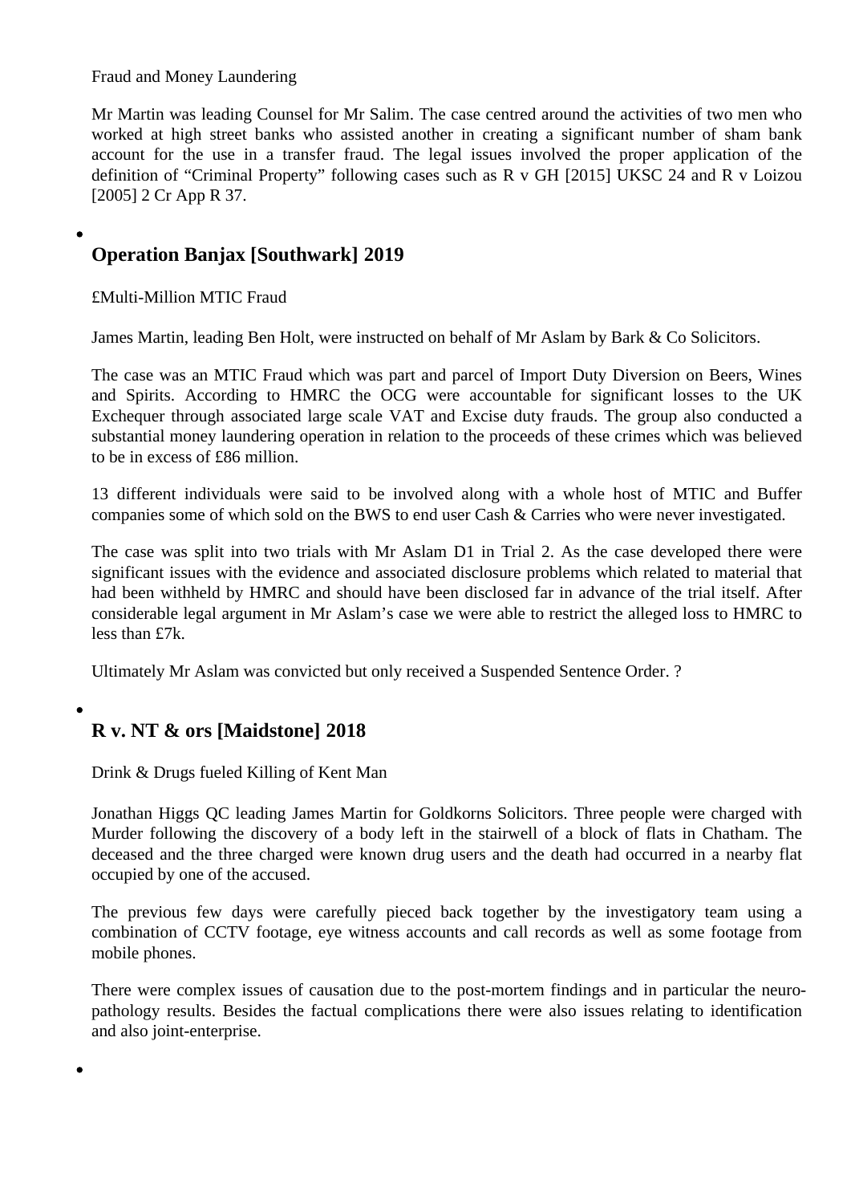Fraud and Money Laundering

Mr Martin was leading Counsel for Mr Salim. The case centred around the activities of two men who worked at high street banks who assisted another in creating a significant number of sham bank account for the use in a transfer fraud. The legal issues involved the proper application of the definition of "Criminal Property" following cases such as R v GH [2015] UKSC 24 and R v Loizou [2005] 2 Cr App R 37.

- 

## Operation Banjax [Southwark] 2019

£Multi-Million MTIC Fraud

James Martin, leading Ben Holt, were instructed on behalf of Mr Aslam by Bark & Co Solicitors.

The case was an MTIC Fraud which was part and parcel of Import Duty Diversion on Beers, Wines and Spirits. According to HMRC the OCG were accountable for significant losses to the UK Exchequer through associated large scale VAT and Excise duty frauds. The group also conducted a substantial money laundering operation in relation to the proceeds of these crimes which was believed to be in excess of £86 million.

13 different individuals were said to be involved along with a whole host of MTIC and Buffer companies some of which sold on the BWS to end user Cash & Carries who were never investigated.

The case was split into two trials with Mr Aslam D1 in Trial 2. As the case developed there were significant issues with the evidence and associated disclosure problems which related to material that had been withheld by HMRC and should have been disclosed far in advance of the trial itself. After considerable legal argument in Mr Aslam's case we were able to restrict the alleged loss to HMRC to less than £7k.

Ultimately Mr Aslam was convicted but only received a Suspended Sentence Order. ?

- 

## R v. NT & ors [Maidstone] 2018

Drink & Drugs fueled Killing of Kent Man

Jonathan Higgs QC leading James Martin for Goldkorns Solicitors. Three people were charged with Murder following the discovery of a body left in the stairwell of a block of flats in Chatham. The deceased and the three charged were known drug users and the death had occurred in a nearby flat occupied by one of the accused.

The previous few days were carefully pieced back together by the investigatory team using a combination of CCTV footage, eye witness accounts and call records as well as some footage from mobile phones.

There were complex issues of causation due to the post-mortem findings and in particular the neuro-pathology results. Besides the factual complications there were also issues relating to identification and also joint-enterprise.

-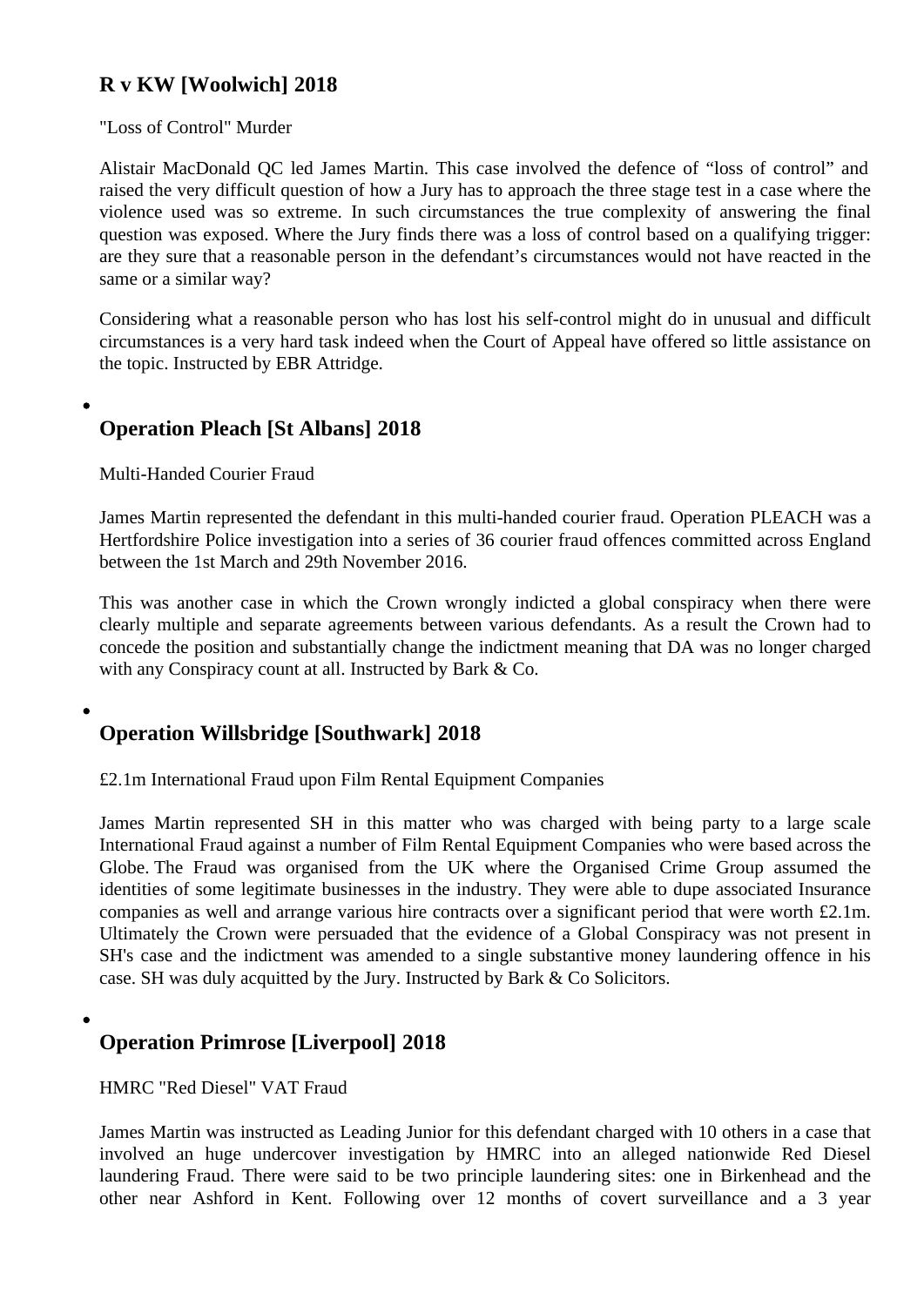## R v KW [Woolwich] 2018

"Loss of Control" Murder

Alistair MacDonald QC led James Martin. This case involved the defence of “loss of control” and raised the very difficult question of how a Jury has to approach the three stage test in a case where the violence used was so extreme. In such circumstances the true complexity of answering the final question was exposed. Where the Jury finds there was a loss of control based on a qualifying trigger: are they sure that a reasonable person in the defendant’s circumstances would not have reacted in the same or a similar way?

Considering what a reasonable person who has lost his self-control might do in unusual and difficult circumstances is a very hard task indeed when the Court of Appeal have offered so little assistance on the topic. Instructed by EBR Attridge.

- 

## Operation Pleach [St Albans] 2018

Multi-Handed Courier Fraud

James Martin represented the defendant in this multi-handed courier fraud. Operation PLEACH was a Hertfordshire Police investigation into a series of 36 courier fraud offences committed across England between the 1st March and 29th November 2016.

This was another case in which the Crown wrongly indicted a global conspiracy when there were clearly multiple and separate agreements between various defendants. As a result the Crown had to concede the position and substantially change the indictment meaning that DA was no longer charged with any Conspiracy count at all. Instructed by Bark & Co.

- 

## Operation Willsbridge [Southwark] 2018

£2.1m International Fraud upon Film Rental Equipment Companies

James Martin represented SH in this matter who was charged with being party to a large scale International Fraud against a number of Film Rental Equipment Companies who were based across the Globe. The Fraud was organised from the UK where the Organised Crime Group assumed the identities of some legitimate businesses in the industry. They were able to dupe associated Insurance companies as well and arrange various hire contracts over a significant period that were worth £2.1m. Ultimately the Crown were persuaded that the evidence of a Global Conspiracy was not present in SH's case and the indictment was amended to a single substantive money laundering offence in his case. SH was duly acquitted by the Jury. Instructed by Bark & Co Solicitors.

- 

## Operation Primrose [Liverpool] 2018

HMRC "Red Diesel" VAT Fraud

James Martin was instructed as Leading Junior for this defendant charged with 10 others in a case that involved an huge undercover investigation by HMRC into an alleged nationwide Red Diesel laundering Fraud. There were said to be two principle laundering sites: one in Birkenhead and the other near Ashford in Kent. Following over 12 months of covert surveillance and a 3 year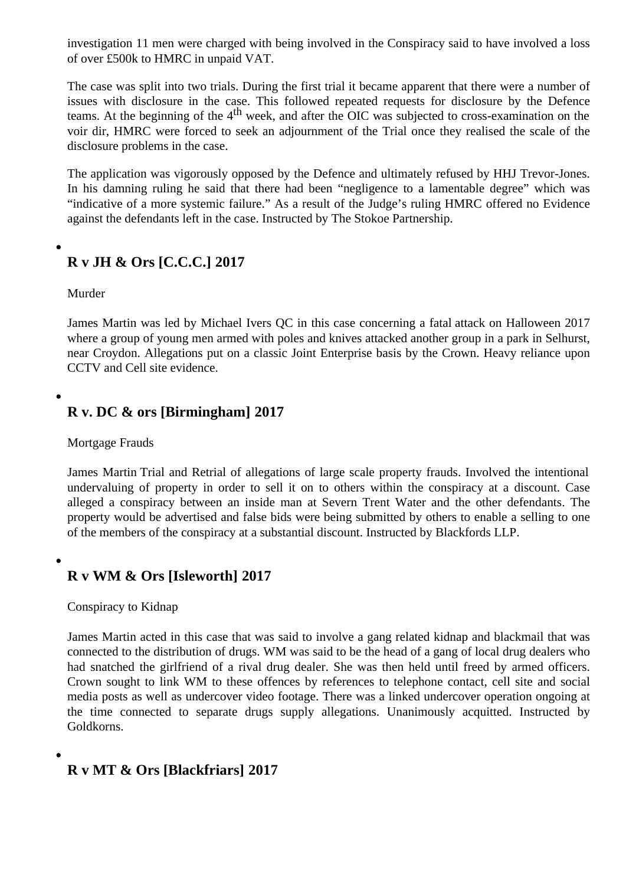investigation 11 men were charged with being involved in the Conspiracy said to have involved a loss of over £500k to HMRC in unpaid VAT.

The case was split into two trials. During the first trial it became apparent that there were a number of issues with disclosure in the case. This followed repeated requests for disclosure by the Defence teams. At the beginning of the 4th week, and after the OIC was subjected to cross-examination on the voir dir, HMRC were forced to seek an adjournment of the Trial once they realised the scale of the disclosure problems in the case.

The application was vigorously opposed by the Defence and ultimately refused by HHJ Trevor-Jones. In his damning ruling he said that there had been "negligence to a lamentable degree" which was "indicative of a more systemic failure." As a result of the Judge's ruling HMRC offered no Evidence against the defendants left in the case. Instructed by The Stokoe Partnership.

- ### R v JH & Ors [C.C.C.] 2017

  Murder

  James Martin was led by Michael Ivers QC in this case concerning a fatal attack on Halloween 2017 where a group of young men armed with poles and knives attacked another group in a park in Selhurst, near Croydon. Allegations put on a classic Joint Enterprise basis by the Crown. Heavy reliance upon CCTV and Cell site evidence.

- ### R v. DC & ors [Birmingham] 2017

  Mortgage Frauds

  James Martin Trial and Retrial of allegations of large scale property frauds. Involved the intentional undervaluing of property in order to sell it on to others within the conspiracy at a discount. Case alleged a conspiracy between an inside man at Severn Trent Water and the other defendants. The property would be advertised and false bids were being submitted by others to enable a selling to one of the members of the conspiracy at a substantial discount. Instructed by Blackfords LLP.

- ### R v WM & Ors [Isleworth] 2017

  Conspiracy to Kidnap

  James Martin acted in this case that was said to involve a gang related kidnap and blackmail that was connected to the distribution of drugs. WM was said to be the head of a gang of local drug dealers who had snatched the girlfriend of a rival drug dealer. She was then held until freed by armed officers. Crown sought to link WM to these offences by references to telephone contact, cell site and social media posts as well as undercover video footage. There was a linked undercover operation ongoing at the time connected to separate drugs supply allegations. Unanimously acquitted. Instructed by Goldkorns.

- ### R v MT & Ors [Blackfriars] 2017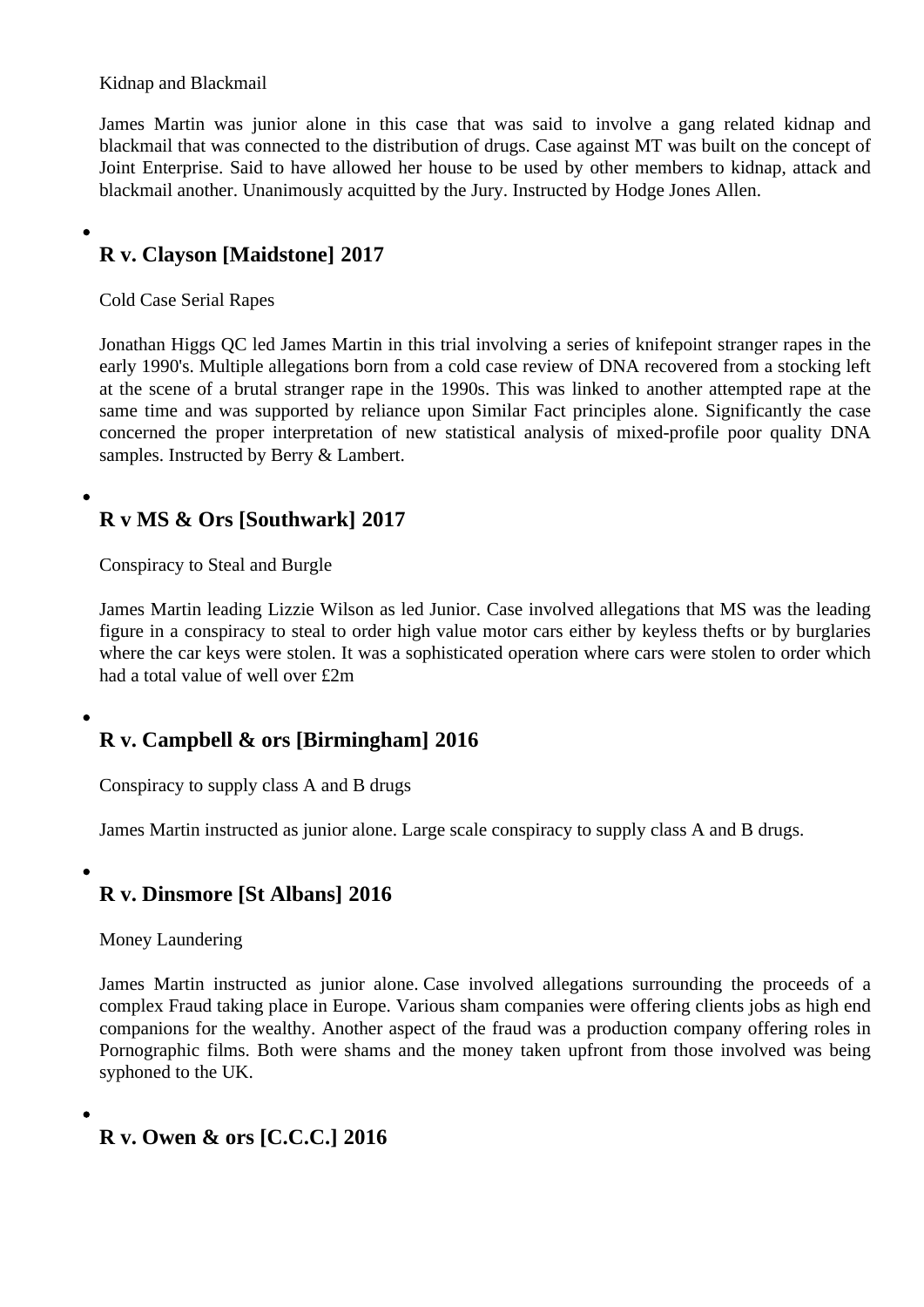Kidnap and Blackmail

James Martin was junior alone in this case that was said to involve a gang related kidnap and blackmail that was connected to the distribution of drugs. Case against MT was built on the concept of Joint Enterprise. Said to have allowed her house to be used by other members to kidnap, attack and blackmail another. Unanimously acquitted by the Jury. Instructed by Hodge Jones Allen.

- ## R v. Clayson [Maidstone] 2017

Cold Case Serial Rapes

Jonathan Higgs QC led James Martin in this trial involving a series of knifepoint stranger rapes in the early 1990's. Multiple allegations born from a cold case review of DNA recovered from a stocking left at the scene of a brutal stranger rape in the 1990s. This was linked to another attempted rape at the same time and was supported by reliance upon Similar Fact principles alone. Significantly the case concerned the proper interpretation of new statistical analysis of mixed-profile poor quality DNA samples. Instructed by Berry & Lambert.

- ## R v MS & Ors [Southwark] 2017

Conspiracy to Steal and Burgle

James Martin leading Lizzie Wilson as led Junior. Case involved allegations that MS was the leading figure in a conspiracy to steal to order high value motor cars either by keyless thefts or by burglaries where the car keys were stolen. It was a sophisticated operation where cars were stolen to order which had a total value of well over £2m

- ## R v. Campbell & ors [Birmingham] 2016

Conspiracy to supply class A and B drugs

James Martin instructed as junior alone. Large scale conspiracy to supply class A and B drugs.

- ## R v. Dinsmore [St Albans] 2016

Money Laundering

James Martin instructed as junior alone. Case involved allegations surrounding the proceeds of a complex Fraud taking place in Europe. Various sham companies were offering clients jobs as high end companions for the wealthy. Another aspect of the fraud was a production company offering roles in Pornographic films. Both were shams and the money taken upfront from those involved was being syphoned to the UK.

- ## R v. Owen & ors [C.C.C.] 2016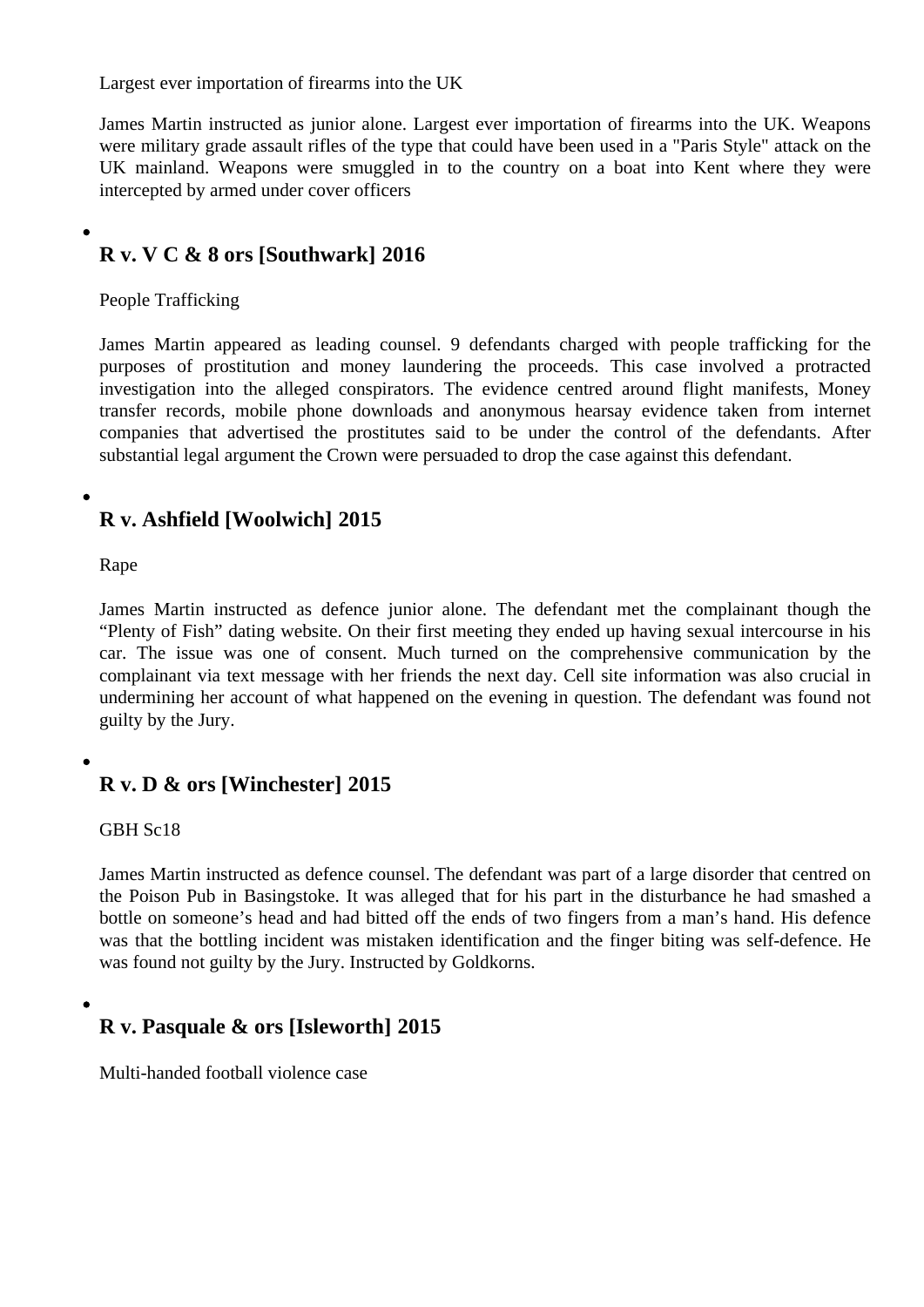Largest ever importation of firearms into the UK

James Martin instructed as junior alone. Largest ever importation of firearms into the UK. Weapons were military grade assault rifles of the type that could have been used in a "Paris Style" attack on the UK mainland. Weapons were smuggled in to the country on a boat into Kent where they were intercepted by armed under cover officers

- ### R v. V C & 8 ors [Southwark] 2016

People Trafficking

James Martin appeared as leading counsel. 9 defendants charged with people trafficking for the purposes of prostitution and money laundering the proceeds. This case involved a protracted investigation into the alleged conspirators. The evidence centred around flight manifests, Money transfer records, mobile phone downloads and anonymous hearsay evidence taken from internet companies that advertised the prostitutes said to be under the control of the defendants. After substantial legal argument the Crown were persuaded to drop the case against this defendant.

- ### R v. Ashfield [Woolwich] 2015

Rape

James Martin instructed as defence junior alone. The defendant met the complainant though the "Plenty of Fish" dating website. On their first meeting they ended up having sexual intercourse in his car. The issue was one of consent. Much turned on the comprehensive communication by the complainant via text message with her friends the next day. Cell site information was also crucial in undermining her account of what happened on the evening in question. The defendant was found not guilty by the Jury.

- ### R v. D & ors [Winchester] 2015

GBH Sc18

James Martin instructed as defence counsel. The defendant was part of a large disorder that centred on the Poison Pub in Basingstoke. It was alleged that for his part in the disturbance he had smashed a bottle on someone's head and had bitted off the ends of two fingers from a man's hand. His defence was that the bottling incident was mistaken identification and the finger biting was self-defence. He was found not guilty by the Jury. Instructed by Goldkorns.

- ### R v. Pasquale & ors [Isleworth] 2015

Multi-handed football violence case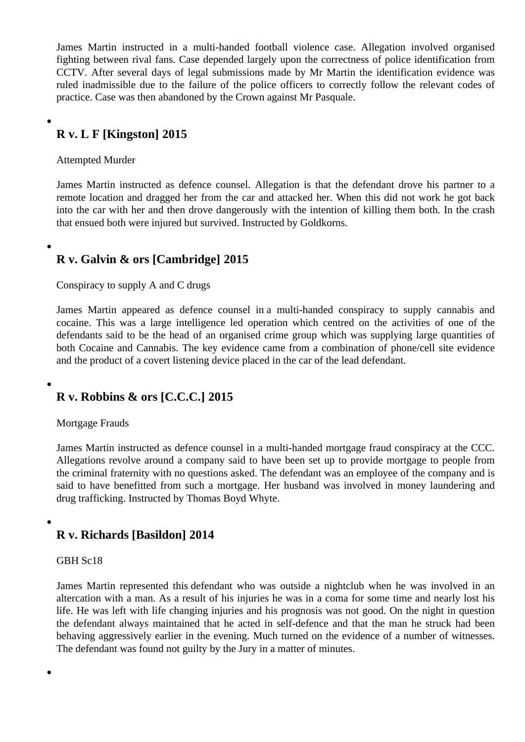James Martin instructed in a multi-handed football violence case. Allegation involved organised fighting between rival fans. Case depended largely upon the correctness of police identification from CCTV. After several days of legal submissions made by Mr Martin the identification evidence was ruled inadmissible due to the failure of the police officers to correctly follow the relevant codes of practice. Case was then abandoned by the Crown against Mr Pasquale.

- ### R v. L F [Kingston] 2015

  Attempted Murder

  James Martin instructed as defence counsel. Allegation is that the defendant drove his partner to a remote location and dragged her from the car and attacked her. When this did not work he got back into the car with her and then drove dangerously with the intention of killing them both. In the crash that ensued both were injured but survived. Instructed by Goldkorns.

- ### R v. Galvin & ors [Cambridge] 2015

  Conspiracy to supply A and C drugs

  James Martin appeared as defence counsel in a multi-handed conspiracy to supply cannabis and cocaine. This was a large intelligence led operation which centred on the activities of one of the defendants said to be the head of an organised crime group which was supplying large quantities of both Cocaine and Cannabis. The key evidence came from a combination of phone/cell site evidence and the product of a covert listening device placed in the car of the lead defendant.

- ### R v. Robbins & ors [C.C.C.] 2015

  Mortgage Frauds

  James Martin instructed as defence counsel in a multi-handed mortgage fraud conspiracy at the CCC. Allegations revolve around a company said to have been set up to provide mortgage to people from the criminal fraternity with no questions asked. The defendant was an employee of the company and is said to have benefitted from such a mortgage. Her husband was involved in money laundering and drug trafficking. Instructed by Thomas Boyd Whyte.

- ### R v. Richards [Basildon] 2014

  GBH Sc18

  James Martin represented this defendant who was outside a nightclub when he was involved in an altercation with a man. As a result of his injuries he was in a coma for some time and nearly lost his life. He was left with life changing injuries and his prognosis was not good. On the night in question the defendant always maintained that he acted in self-defence and that the man he struck had been behaving aggressively earlier in the evening. Much turned on the evidence of a number of witnesses. The defendant was found not guilty by the Jury in a matter of minutes.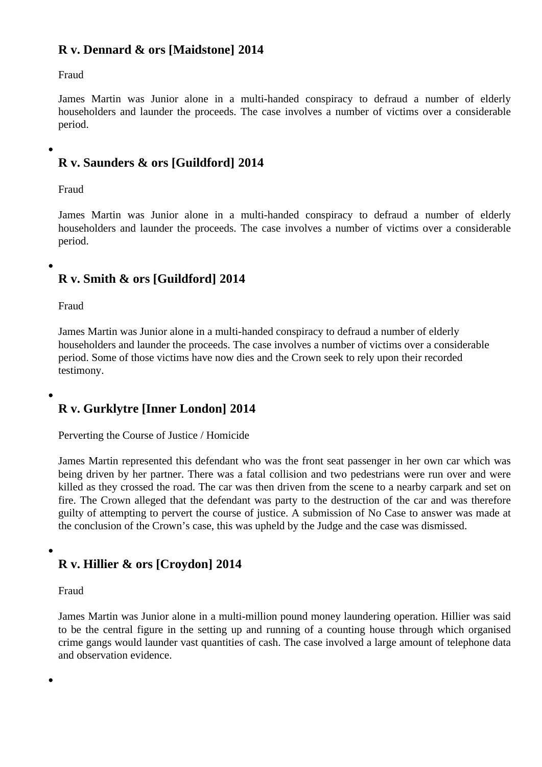### R v. Dennard & ors [Maidstone] 2014

Fraud

James Martin was Junior alone in a multi-handed conspiracy to defraud a number of elderly householders and launder the proceeds. The case involves a number of victims over a considerable period.

### R v. Saunders & ors [Guildford] 2014

Fraud

James Martin was Junior alone in a multi-handed conspiracy to defraud a number of elderly householders and launder the proceeds. The case involves a number of victims over a considerable period.

### R v. Smith & ors [Guildford] 2014

Fraud

James Martin was Junior alone in a multi-handed conspiracy to defraud a number of elderly householders and launder the proceeds. The case involves a number of victims over a considerable period. Some of those victims have now dies and the Crown seek to rely upon their recorded testimony.

### R v. Gurklytre [Inner London] 2014

Perverting the Course of Justice / Homicide

James Martin represented this defendant who was the front seat passenger in her own car which was being driven by her partner. There was a fatal collision and two pedestrians were run over and were killed as they crossed the road. The car was then driven from the scene to a nearby carpark and set on fire. The Crown alleged that the defendant was party to the destruction of the car and was therefore guilty of attempting to pervert the course of justice. A submission of No Case to answer was made at the conclusion of the Crown's case, this was upheld by the Judge and the case was dismissed.

### R v. Hillier & ors [Croydon] 2014

Fraud

James Martin was Junior alone in a multi-million pound money laundering operation. Hillier was said to be the central figure in the setting up and running of a counting house through which organised crime gangs would launder vast quantities of cash. The case involved a large amount of telephone data and observation evidence.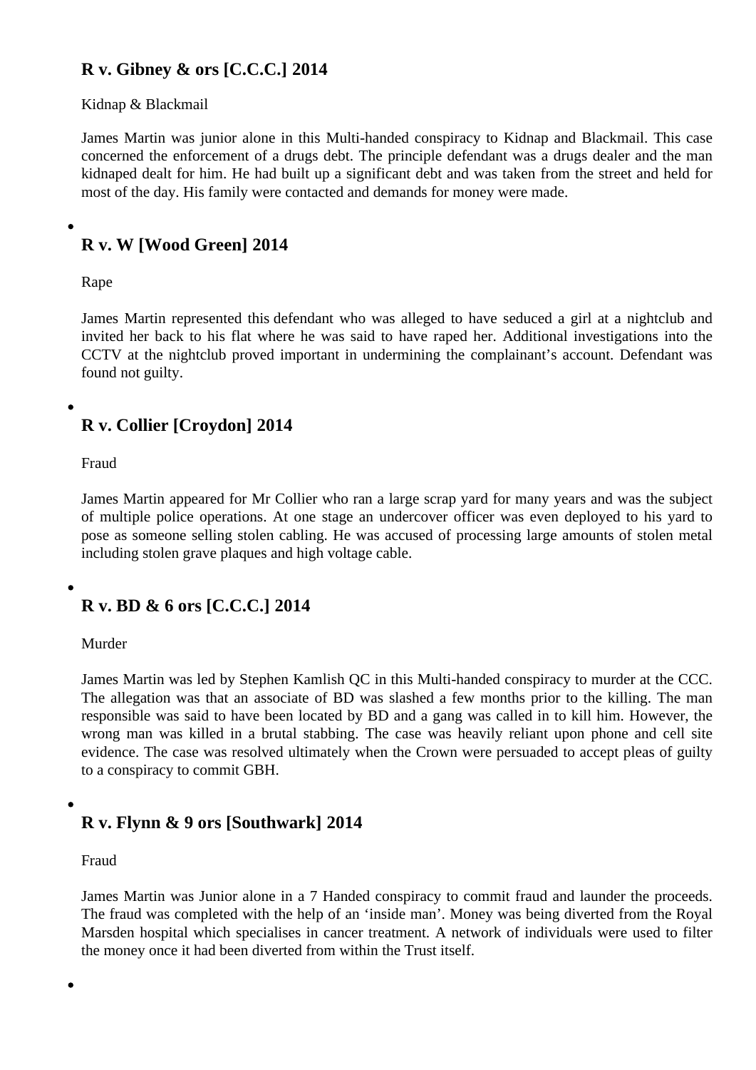## R v. Gibney & ors [C.C.C.] 2014

Kidnap & Blackmail

James Martin was junior alone in this Multi-handed conspiracy to Kidnap and Blackmail. This case concerned the enforcement of a drugs debt. The principle defendant was a drugs dealer and the man kidnaped dealt for him. He had built up a significant debt and was taken from the street and held for most of the day. His family were contacted and demands for money were made.

- 

## R v. W [Wood Green] 2014

Rape

James Martin represented this defendant who was alleged to have seduced a girl at a nightclub and invited her back to his flat where he was said to have raped her. Additional investigations into the CCTV at the nightclub proved important in undermining the complainant's account. Defendant was found not guilty.

- 

## R v. Collier [Croydon] 2014

Fraud

James Martin appeared for Mr Collier who ran a large scrap yard for many years and was the subject of multiple police operations. At one stage an undercover officer was even deployed to his yard to pose as someone selling stolen cabling. He was accused of processing large amounts of stolen metal including stolen grave plaques and high voltage cable.

- 

## R v. BD & 6 ors [C.C.C.] 2014

Murder

James Martin was led by Stephen Kamlish QC in this Multi-handed conspiracy to murder at the CCC. The allegation was that an associate of BD was slashed a few months prior to the killing. The man responsible was said to have been located by BD and a gang was called in to kill him. However, the wrong man was killed in a brutal stabbing. The case was heavily reliant upon phone and cell site evidence. The case was resolved ultimately when the Crown were persuaded to accept pleas of guilty to a conspiracy to commit GBH.

- 

## R v. Flynn & 9 ors [Southwark] 2014

Fraud

James Martin was Junior alone in a 7 Handed conspiracy to commit fraud and launder the proceeds. The fraud was completed with the help of an 'inside man'. Money was being diverted from the Royal Marsden hospital which specialises in cancer treatment. A network of individuals were used to filter the money once it had been diverted from within the Trust itself.

-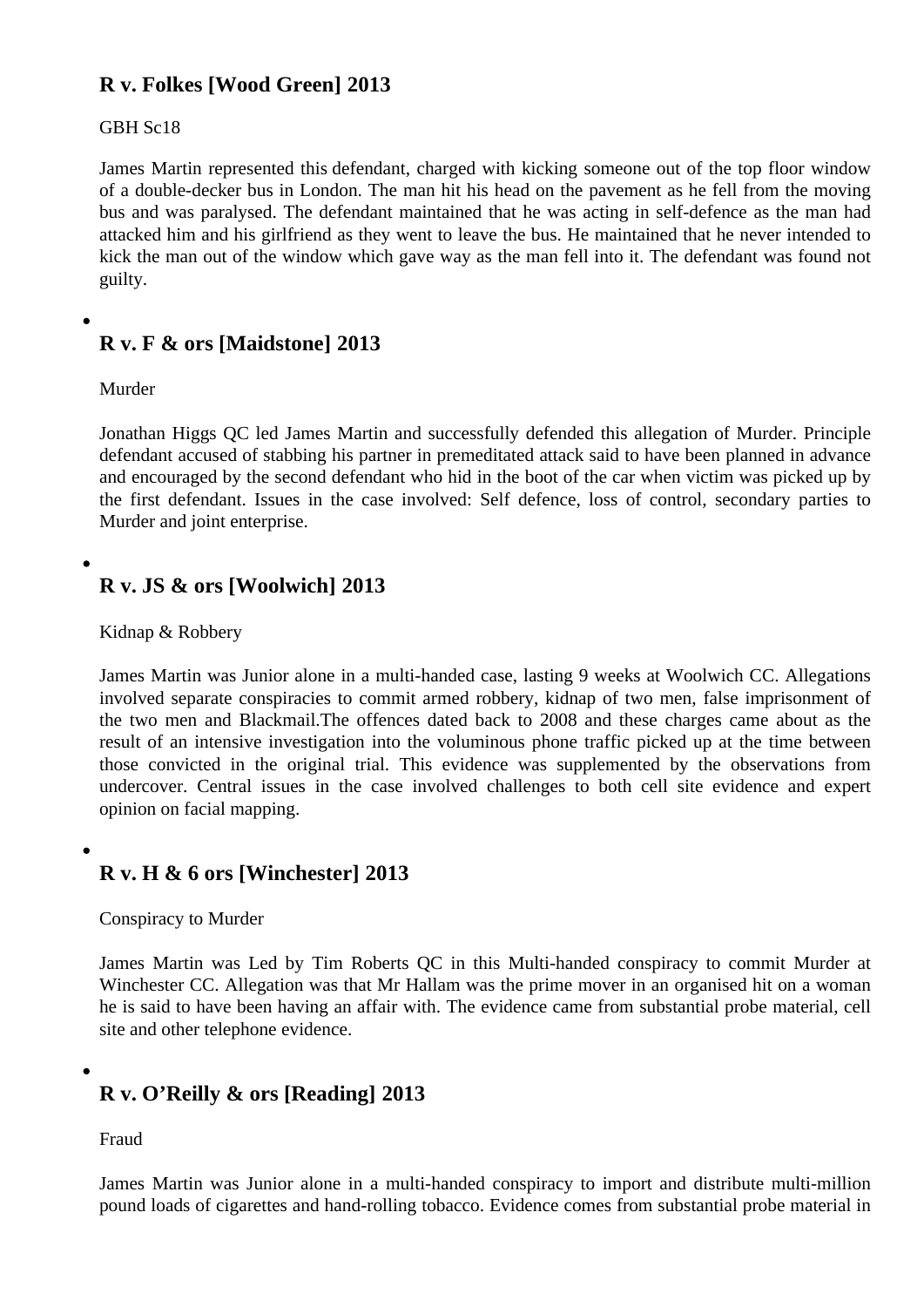## R v. Folkes [Wood Green] 2013

GBH Sc18

James Martin represented this defendant, charged with kicking someone out of the top floor window of a double-decker bus in London. The man hit his head on the pavement as he fell from the moving bus and was paralysed. The defendant maintained that he was acting in self-defence as the man had attacked him and his girlfriend as they went to leave the bus. He maintained that he never intended to kick the man out of the window which gave way as the man fell into it. The defendant was found not guilty.

## R v. F & ors [Maidstone] 2013

Murder

Jonathan Higgs QC led James Martin and successfully defended this allegation of Murder. Principle defendant accused of stabbing his partner in premeditated attack said to have been planned in advance and encouraged by the second defendant who hid in the boot of the car when victim was picked up by the first defendant. Issues in the case involved: Self defence, loss of control, secondary parties to Murder and joint enterprise.

## R v. JS & ors [Woolwich] 2013

Kidnap & Robbery

James Martin was Junior alone in a multi-handed case, lasting 9 weeks at Woolwich CC. Allegations involved separate conspiracies to commit armed robbery, kidnap of two men, false imprisonment of the two men and Blackmail.The offences dated back to 2008 and these charges came about as the result of an intensive investigation into the voluminous phone traffic picked up at the time between those convicted in the original trial. This evidence was supplemented by the observations from undercover. Central issues in the case involved challenges to both cell site evidence and expert opinion on facial mapping.

## R v. H & 6 ors [Winchester] 2013

Conspiracy to Murder

James Martin was Led by Tim Roberts QC in this Multi-handed conspiracy to commit Murder at Winchester CC. Allegation was that Mr Hallam was the prime mover in an organised hit on a woman he is said to have been having an affair with. The evidence came from substantial probe material, cell site and other telephone evidence.

## R v. O'Reilly & ors [Reading] 2013

Fraud

James Martin was Junior alone in a multi-handed conspiracy to import and distribute multi-million pound loads of cigarettes and hand-rolling tobacco. Evidence comes from substantial probe material in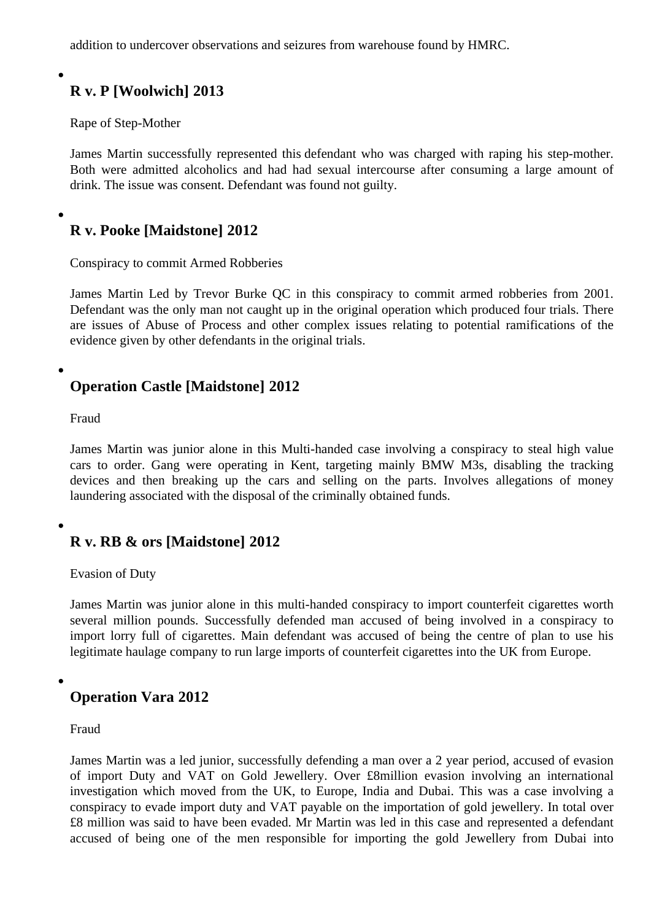addition to undercover observations and seizures from warehouse found by HMRC.

- ### R v. P [Woolwich] 2013

  Rape of Step-Mother

  James Martin successfully represented this defendant who was charged with raping his step-mother. Both were admitted alcoholics and had had sexual intercourse after consuming a large amount of drink. The issue was consent. Defendant was found not guilty.

- ### R v. Pooke [Maidstone] 2012

  Conspiracy to commit Armed Robberies

  James Martin Led by Trevor Burke QC in this conspiracy to commit armed robberies from 2001. Defendant was the only man not caught up in the original operation which produced four trials. There are issues of Abuse of Process and other complex issues relating to potential ramifications of the evidence given by other defendants in the original trials.

- ### Operation Castle [Maidstone] 2012

  Fraud

  James Martin was junior alone in this Multi-handed case involving a conspiracy to steal high value cars to order. Gang were operating in Kent, targeting mainly BMW M3s, disabling the tracking devices and then breaking up the cars and selling on the parts. Involves allegations of money laundering associated with the disposal of the criminally obtained funds.

- ### R v. RB & ors [Maidstone] 2012

  Evasion of Duty

  James Martin was junior alone in this multi-handed conspiracy to import counterfeit cigarettes worth several million pounds. Successfully defended man accused of being involved in a conspiracy to import lorry full of cigarettes. Main defendant was accused of being the centre of plan to use his legitimate haulage company to run large imports of counterfeit cigarettes into the UK from Europe.

- ### Operation Vara 2012

  Fraud

  James Martin was a led junior, successfully defending a man over a 2 year period, accused of evasion of import Duty and VAT on Gold Jewellery. Over £8million evasion involving an international investigation which moved from the UK, to Europe, India and Dubai. This was a case involving a conspiracy to evade import duty and VAT payable on the importation of gold jewellery. In total over £8 million was said to have been evaded. Mr Martin was led in this case and represented a defendant accused of being one of the men responsible for importing the gold Jewellery from Dubai into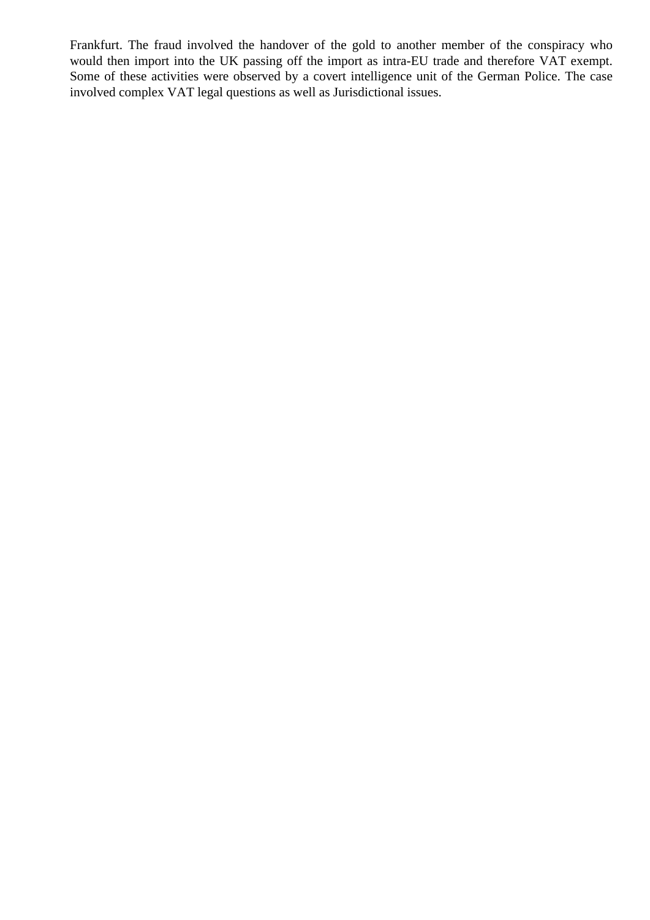Frankfurt. The fraud involved the handover of the gold to another member of the conspiracy who would then import into the UK passing off the import as intra-EU trade and therefore VAT exempt. Some of these activities were observed by a covert intelligence unit of the German Police. The case involved complex VAT legal questions as well as Jurisdictional issues.